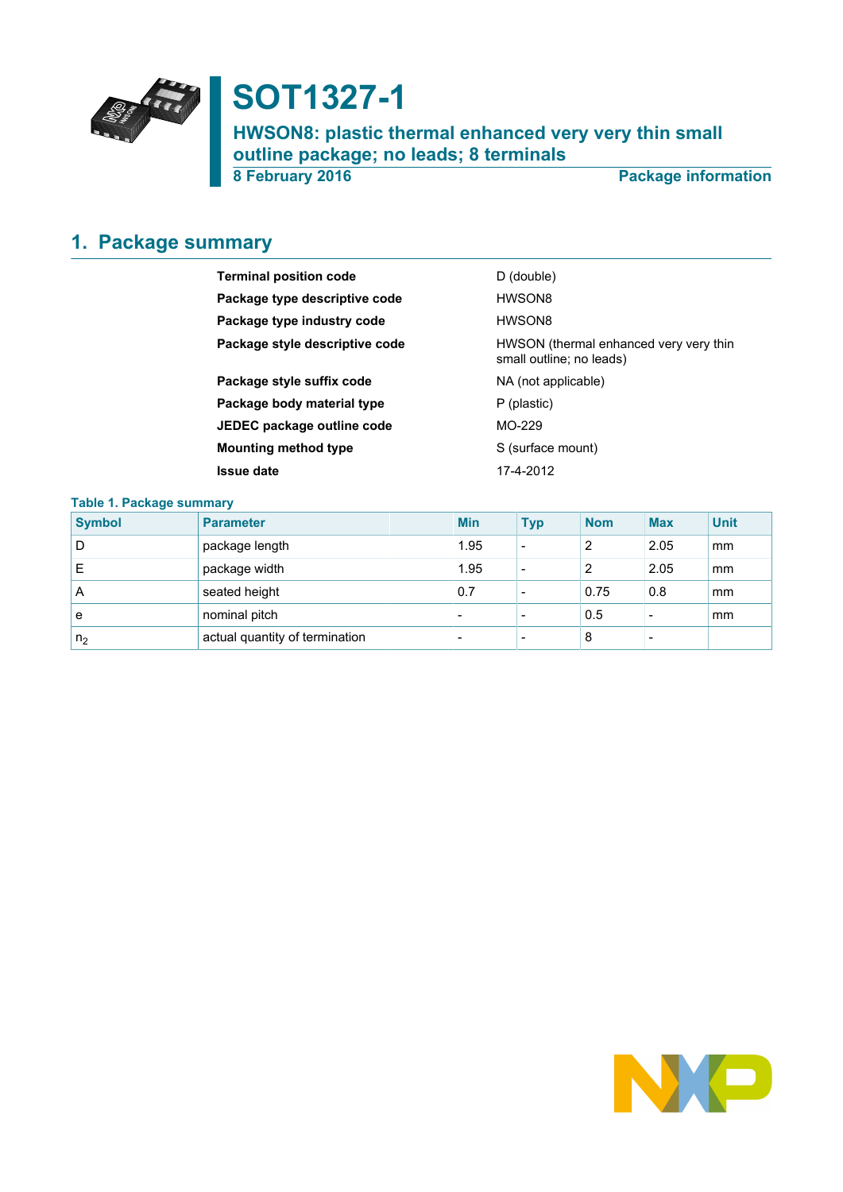# SOT1327-1

## HWSON8: plastic thermal enhanced very very thin small outline package; no leads; 8 terminals

8 February 2016 — Package information

## 1. Package summary

| | |
|---|---|
| **Terminal position code** | D (double) |
| **Package type descriptive code** | HWSON8 |
| **Package type industry code** | HWSON8 |
| **Package style descriptive code** | HWSON (thermal enhanced very very thin small outline; no leads) |
| **Package style suffix code** | NA (not applicable) |
| **Package body material type** | P (plastic) |
| **JEDEC package outline code** | MO-229 |
| **Mounting method type** | S (surface mount) |
| **Issue date** | 17-4-2012 |

**Table 1. Package summary**

| Symbol | Parameter | Min | Typ | Nom | Max | Unit |
|---|---|---|---|---|---|---|
| D | package length | 1.95 | - | 2 | 2.05 | mm |
| E | package width | 1.95 | - | 2 | 2.05 | mm |
| A | seated height | 0.7 | - | 0.75 | 0.8 | mm |
| e | nominal pitch | - | - | 0.5 | - | mm |
| $n_2$ | actual quantity of termination | - | - | 8 | - | |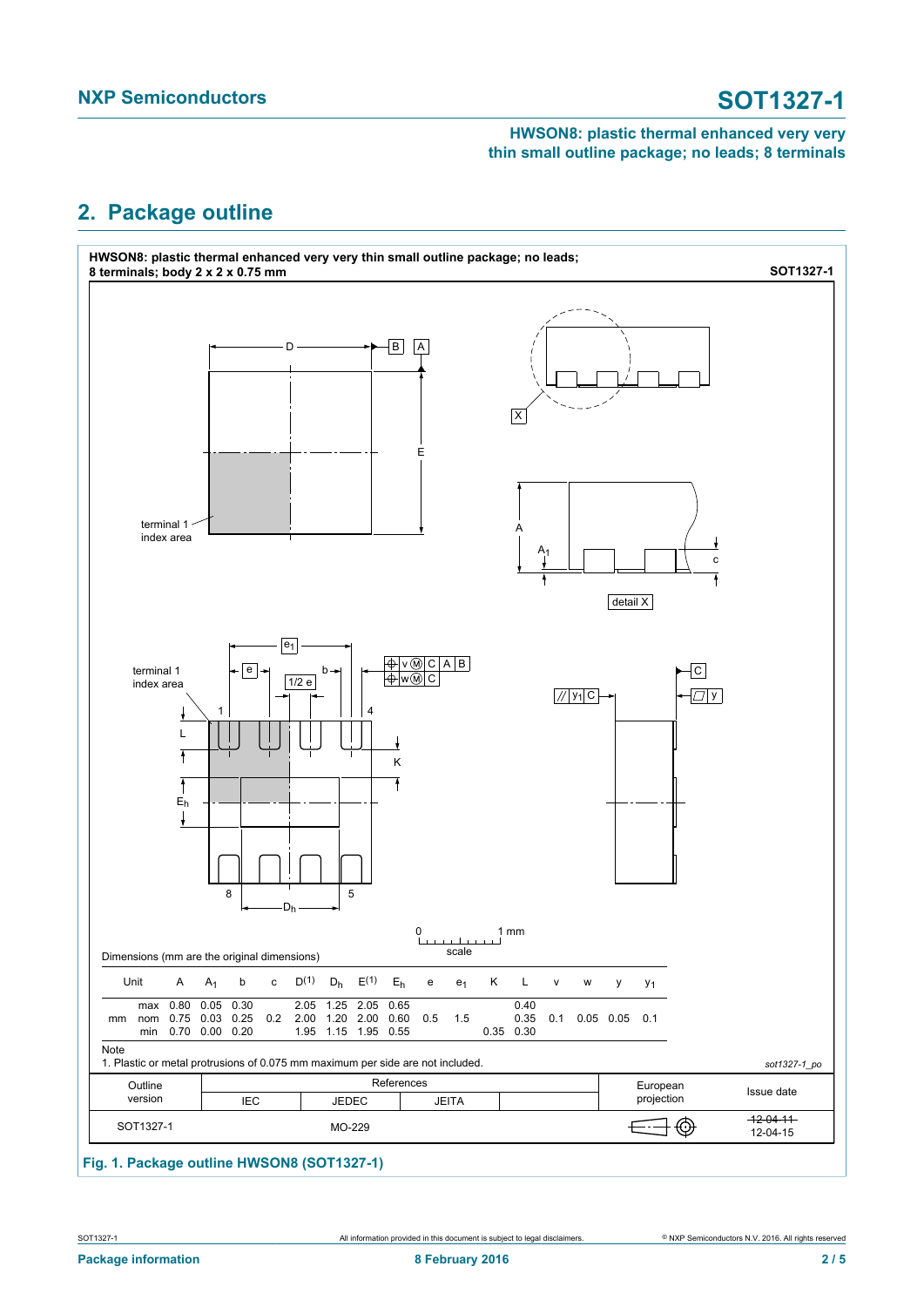## 2. Package outline

**HWSON8: plastic thermal enhanced very very thin small outline package; no leads; 8 terminals; body 2 x 2 x 0.75 mm** **SOT1327-1**

Dimensions (mm are the original dimensions)

| Unit | | A | $A_1$ | b | c | D(1) | $D_h$ | E(1) | $E_h$ | e | $e_1$ | K | L | v | w | y | $y_1$ |
|---|---|---|---|---|---|---|---|---|---|---|---|---|---|---|---|---|---|
| mm | max | 0.80 | 0.05 | 0.30 | | 2.05 | 1.25 | 2.05 | 0.65 | | | | 0.40 | | | | |
| | nom | 0.75 | 0.03 | 0.25 | 0.2 | 2.00 | 1.20 | 2.00 | 0.60 | 0.5 | 1.5 | | 0.35 | 0.1 | 0.05 | 0.05 | 0.1 |
| | min | 0.70 | 0.00 | 0.20 | | 1.95 | 1.15 | 1.95 | 0.55 | | | 0.35 | 0.30 | | | | |

Note

1. Plastic or metal protrusions of 0.075 mm maximum per side are not included.

*sot1327-1_po*

| Outline version | References IEC | References JEDEC | References JEITA | | European projection | Issue date |
|---|---|---|---|---|---|---|
| SOT1327-1 | | MO-229 | | | | ~~12-04-11~~ 12-04-15 |

**Fig. 1. Package outline HWSON8 (SOT1327-1)**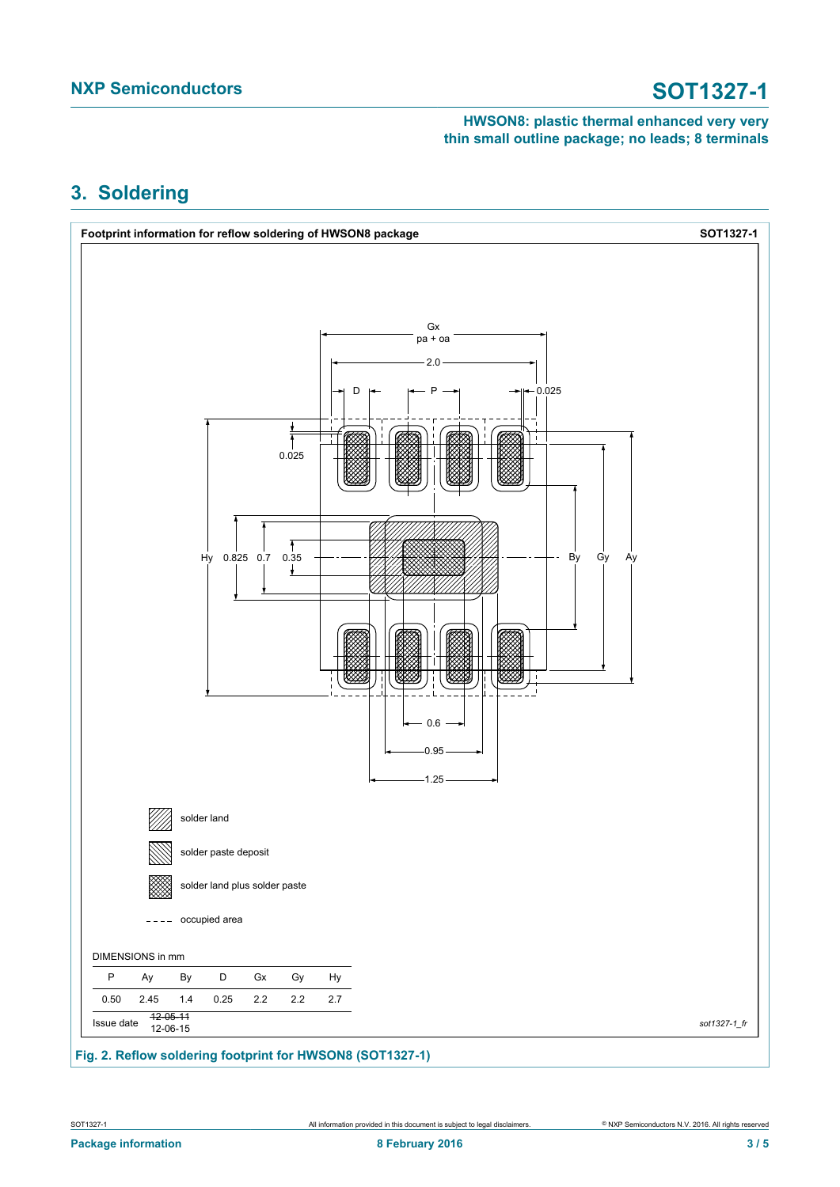## 3. Soldering

**Footprint information for reflow soldering of HWSON8 package** **SOT1327-1**

Gx
pa + oa

2.0

D P 0.025

0.025

Hy 0.825 0.7 0.35

By Gy Ay

0.6

0.95

1.25

solder land

solder paste deposit

solder land plus solder paste

occupied area

DIMENSIONS in mm

| P | Ay | By | D | Gx | Gy | Hy |
|---|---|---|---|---|---|---|
| 0.50 | 2.45 | 1.4 | 0.25 | 2.2 | 2.2 | 2.7 |

Issue date ~~12-05-11~~ 12-06-15

*sot1327-1_fr*

**Fig. 2. Reflow soldering footprint for HWSON8 (SOT1327-1)**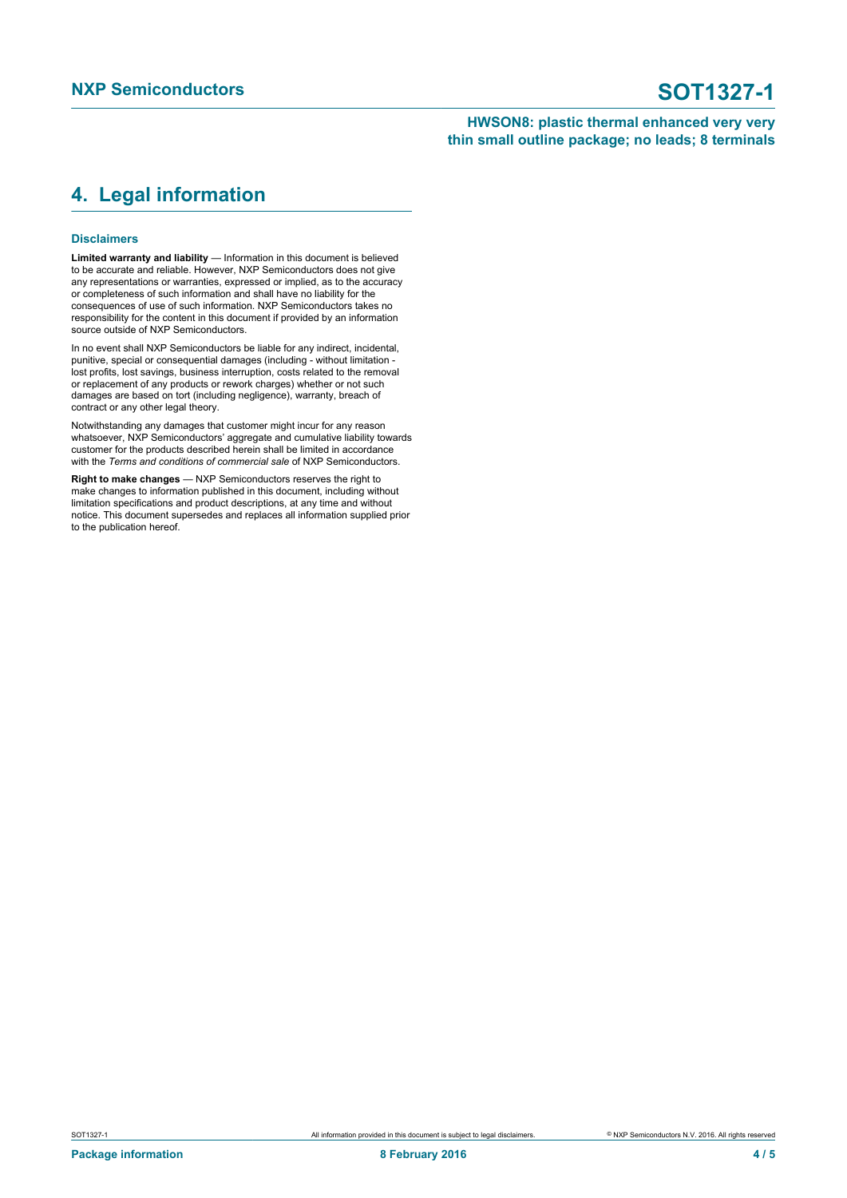## 4. Legal information

### Disclaimers

**Limited warranty and liability** — Information in this document is believed to be accurate and reliable. However, NXP Semiconductors does not give any representations or warranties, expressed or implied, as to the accuracy or completeness of such information and shall have no liability for the consequences of use of such information. NXP Semiconductors takes no responsibility for the content in this document if provided by an information source outside of NXP Semiconductors.

In no event shall NXP Semiconductors be liable for any indirect, incidental, punitive, special or consequential damages (including - without limitation - lost profits, lost savings, business interruption, costs related to the removal or replacement of any products or rework charges) whether or not such damages are based on tort (including negligence), warranty, breach of contract or any other legal theory.

Notwithstanding any damages that customer might incur for any reason whatsoever, NXP Semiconductors' aggregate and cumulative liability towards customer for the products described herein shall be limited in accordance with the *Terms and conditions of commercial sale* of NXP Semiconductors.

**Right to make changes** — NXP Semiconductors reserves the right to make changes to information published in this document, including without limitation specifications and product descriptions, at any time and without notice. This document supersedes and replaces all information supplied prior to the publication hereof.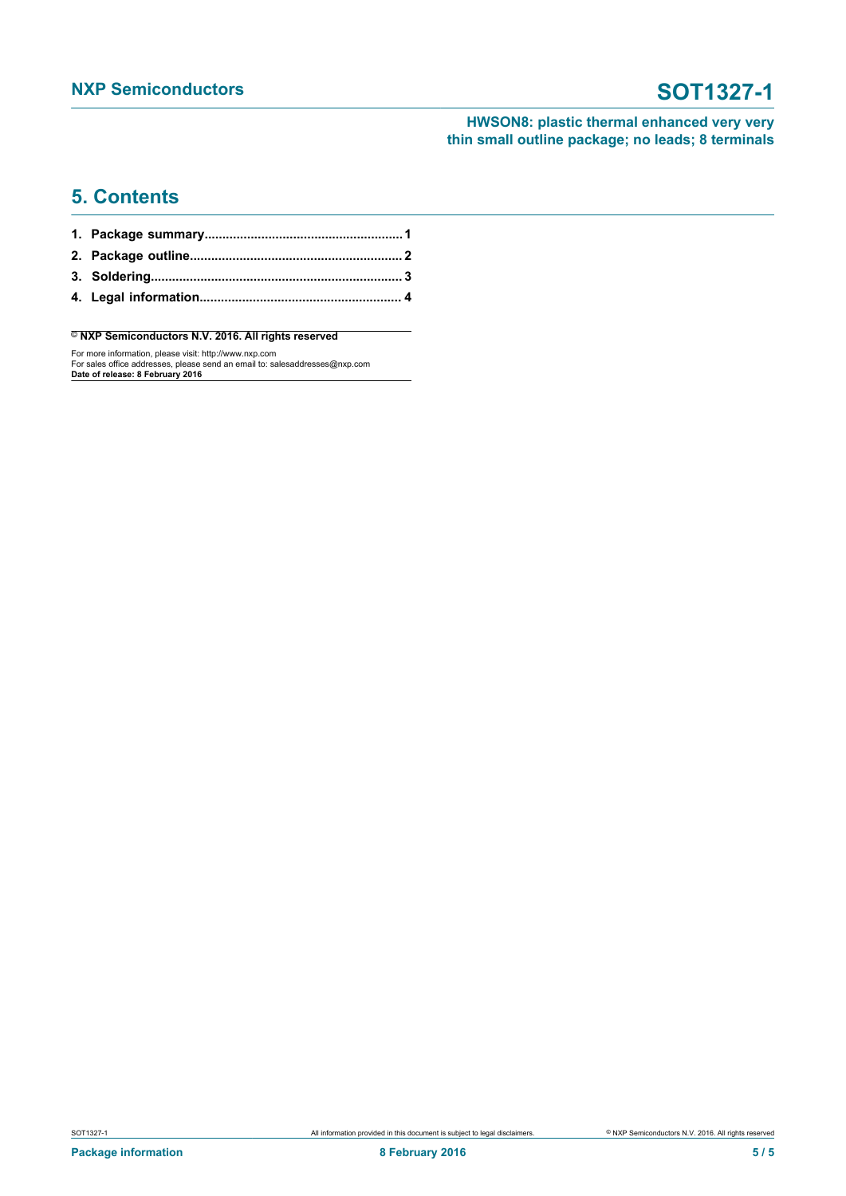## 5. Contents

1. Package summary....................................................... 1
2. Package outline........................................................... 2
3. Soldering..................................................................... 3
4. Legal information......................................................... 4

**© NXP Semiconductors N.V. 2016. All rights reserved**

For more information, please visit: http://www.nxp.com
For sales office addresses, please send an email to: salesaddresses@nxp.com
**Date of release: 8 February 2016**